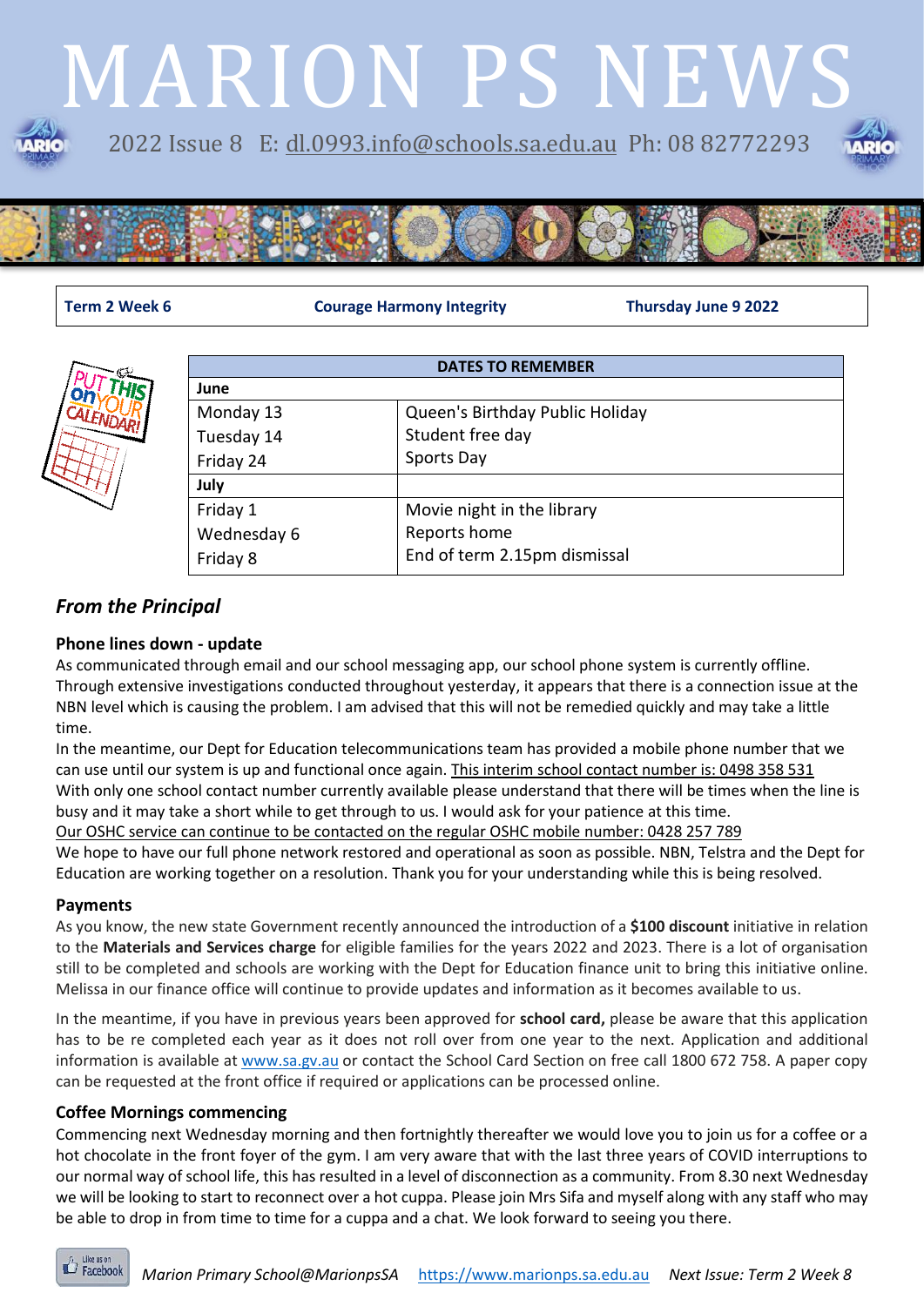# MARION PS NEWS

2022 Issue 8 E: dl.0993.info@schools.sa.edu.au Ph: 08 82772293

| Term 2 Week 6 | Courage Harmony Integrity | Thursday June 9 2022 |
|---|---|---|

| DATES TO REMEMBER | |
|---|---|
| **June** | |
| Monday 13 | Queen's Birthday Public Holiday |
| Tuesday 14 | Student free day |
| Friday 24 | Sports Day |
| **July** | |
| Friday 1 | Movie night in the library |
| Wednesday 6 | Reports home |
| Friday 8 | End of term 2.15pm dismissal |

## *From the Principal*

### Phone lines down - update

As communicated through email and our school messaging app, our school phone system is currently offline. Through extensive investigations conducted throughout yesterday, it appears that there is a connection issue at the NBN level which is causing the problem. I am advised that this will not be remedied quickly and may take a little time.

In the meantime, our Dept for Education telecommunications team has provided a mobile phone number that we can use until our system is up and functional once again. This interim school contact number is: 0498 358 531

With only one school contact number currently available please understand that there will be times when the line is busy and it may take a short while to get through to us. I would ask for your patience at this time.

Our OSHC service can continue to be contacted on the regular OSHC mobile number: 0428 257 789

We hope to have our full phone network restored and operational as soon as possible. NBN, Telstra and the Dept for Education are working together on a resolution. Thank you for your understanding while this is being resolved.

### Payments

As you know, the new state Government recently announced the introduction of a **$100 discount** initiative in relation to the **Materials and Services charge** for eligible families for the years 2022 and 2023. There is a lot of organisation still to be completed and schools are working with the Dept for Education finance unit to bring this initiative online. Melissa in our finance office will continue to provide updates and information as it becomes available to us.

In the meantime, if you have in previous years been approved for **school card,** please be aware that this application has to be re completed each year as it does not roll over from one year to the next. Application and additional information is available at www.sa.gv.au or contact the School Card Section on free call 1800 672 758. A paper copy can be requested at the front office if required or applications can be processed online.

### Coffee Mornings commencing

Commencing next Wednesday morning and then fortnightly thereafter we would love you to join us for a coffee or a hot chocolate in the front foyer of the gym. I am very aware that with the last three years of COVID interruptions to our normal way of school life, this has resulted in a level of disconnection as a community. From 8.30 next Wednesday we will be looking to start to reconnect over a hot cuppa. Please join Mrs Sifa and myself along with any staff who may be able to drop in from time to time for a cuppa and a chat. We look forward to seeing you there.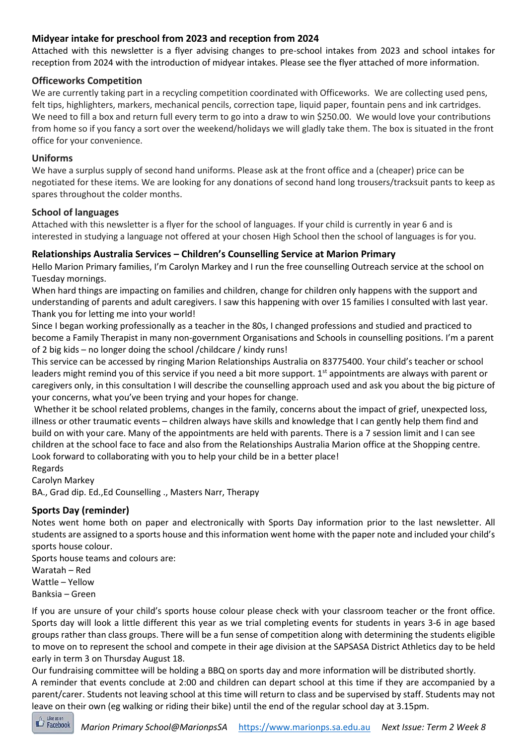## Midyear intake for preschool from 2023 and reception from 2024

Attached with this newsletter is a flyer advising changes to pre-school intakes from 2023 and school intakes for reception from 2024 with the introduction of midyear intakes. Please see the flyer attached of more information.

## Officeworks Competition

We are currently taking part in a recycling competition coordinated with Officeworks. We are collecting used pens, felt tips, highlighters, markers, mechanical pencils, correction tape, liquid paper, fountain pens and ink cartridges. We need to fill a box and return full every term to go into a draw to win $250.00. We would love your contributions from home so if you fancy a sort over the weekend/holidays we will gladly take them. The box is situated in the front office for your convenience.

## Uniforms

We have a surplus supply of second hand uniforms. Please ask at the front office and a (cheaper) price can be negotiated for these items. We are looking for any donations of second hand long trousers/tracksuit pants to keep as spares throughout the colder months.

## School of languages

Attached with this newsletter is a flyer for the school of languages. If your child is currently in year 6 and is interested in studying a language not offered at your chosen High School then the school of languages is for you.

## Relationships Australia Services – Children's Counselling Service at Marion Primary

Hello Marion Primary families, I'm Carolyn Markey and I run the free counselling Outreach service at the school on Tuesday mornings.

When hard things are impacting on families and children, change for children only happens with the support and understanding of parents and adult caregivers. I saw this happening with over 15 families I consulted with last year. Thank you for letting me into your world!

Since I began working professionally as a teacher in the 80s, I changed professions and studied and practiced to become a Family Therapist in many non-government Organisations and Schools in counselling positions. I'm a parent of 2 big kids – no longer doing the school /childcare / kindy runs!

This service can be accessed by ringing Marion Relationships Australia on 83775400. Your child's teacher or school leaders might remind you of this service if you need a bit more support. 1st appointments are always with parent or caregivers only, in this consultation I will describe the counselling approach used and ask you about the big picture of your concerns, what you've been trying and your hopes for change.

Whether it be school related problems, changes in the family, concerns about the impact of grief, unexpected loss, illness or other traumatic events – children always have skills and knowledge that I can gently help them find and build on with your care. Many of the appointments are held with parents. There is a 7 session limit and I can see children at the school face to face and also from the Relationships Australia Marion office at the Shopping centre. Look forward to collaborating with you to help your child be in a better place!

Regards

Carolyn Markey

BA., Grad dip. Ed.,Ed Counselling ., Masters Narr, Therapy

## Sports Day (reminder)

Notes went home both on paper and electronically with Sports Day information prior to the last newsletter. All students are assigned to a sports house and this information went home with the paper note and included your child's sports house colour.

Sports house teams and colours are:

Waratah – Red
Wattle – Yellow
Banksia – Green

If you are unsure of your child's sports house colour please check with your classroom teacher or the front office. Sports day will look a little different this year as we trial completing events for students in years 3-6 in age based groups rather than class groups. There will be a fun sense of competition along with determining the students eligible to move on to represent the school and compete in their age division at the SAPSASA District Athletics day to be held early in term 3 on Thursday August 18.

Our fundraising committee will be holding a BBQ on sports day and more information will be distributed shortly.

A reminder that events conclude at 2:00 and children can depart school at this time if they are accompanied by a parent/carer. Students not leaving school at this time will return to class and be supervised by staff. Students may not leave on their own (eg walking or riding their bike) until the end of the regular school day at 3.15pm.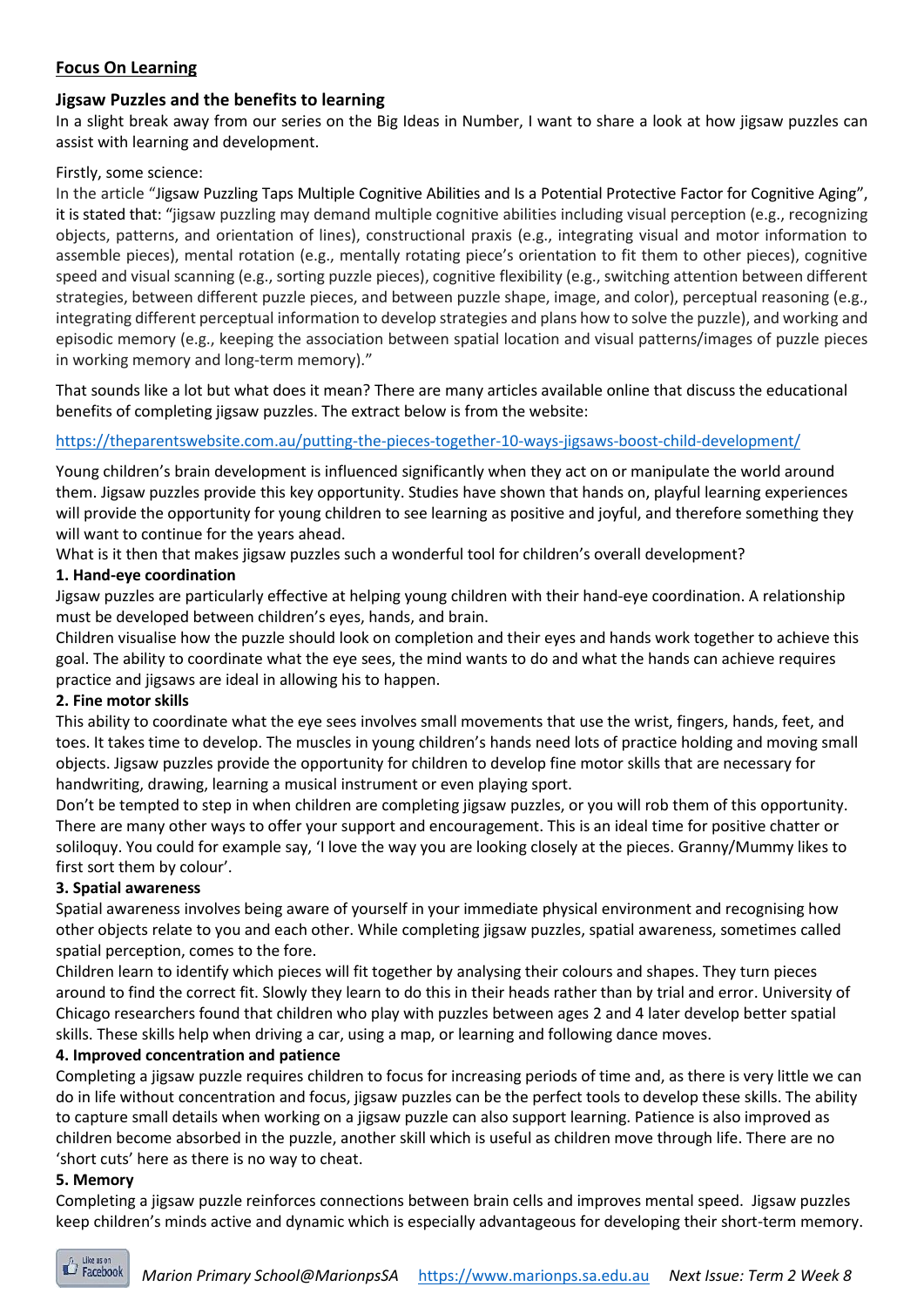## Focus On Learning

### Jigsaw Puzzles and the benefits to learning

In a slight break away from our series on the Big Ideas in Number, I want to share a look at how jigsaw puzzles can assist with learning and development.

Firstly, some science:

In the article "Jigsaw Puzzling Taps Multiple Cognitive Abilities and Is a Potential Protective Factor for Cognitive Aging", it is stated that: "jigsaw puzzling may demand multiple cognitive abilities including visual perception (e.g., recognizing objects, patterns, and orientation of lines), constructional praxis (e.g., integrating visual and motor information to assemble pieces), mental rotation (e.g., mentally rotating piece's orientation to fit them to other pieces), cognitive speed and visual scanning (e.g., sorting puzzle pieces), cognitive flexibility (e.g., switching attention between different strategies, between different puzzle pieces, and between puzzle shape, image, and color), perceptual reasoning (e.g., integrating different perceptual information to develop strategies and plans how to solve the puzzle), and working and episodic memory (e.g., keeping the association between spatial location and visual patterns/images of puzzle pieces in working memory and long-term memory)."

That sounds like a lot but what does it mean? There are many articles available online that discuss the educational benefits of completing jigsaw puzzles. The extract below is from the website:

https://theparentswebsite.com.au/putting-the-pieces-together-10-ways-jigsaws-boost-child-development/

Young children's brain development is influenced significantly when they act on or manipulate the world around them. Jigsaw puzzles provide this key opportunity. Studies have shown that hands on, playful learning experiences will provide the opportunity for young children to see learning as positive and joyful, and therefore something they will want to continue for the years ahead.

What is it then that makes jigsaw puzzles such a wonderful tool for children's overall development?

**1. Hand-eye coordination**

Jigsaw puzzles are particularly effective at helping young children with their hand-eye coordination. A relationship must be developed between children's eyes, hands, and brain.

Children visualise how the puzzle should look on completion and their eyes and hands work together to achieve this goal. The ability to coordinate what the eye sees, the mind wants to do and what the hands can achieve requires practice and jigsaws are ideal in allowing his to happen.

**2. Fine motor skills**

This ability to coordinate what the eye sees involves small movements that use the wrist, fingers, hands, feet, and toes. It takes time to develop. The muscles in young children's hands need lots of practice holding and moving small objects. Jigsaw puzzles provide the opportunity for children to develop fine motor skills that are necessary for handwriting, drawing, learning a musical instrument or even playing sport.

Don't be tempted to step in when children are completing jigsaw puzzles, or you will rob them of this opportunity. There are many other ways to offer your support and encouragement. This is an ideal time for positive chatter or soliloquy. You could for example say, 'I love the way you are looking closely at the pieces. Granny/Mummy likes to first sort them by colour'.

**3. Spatial awareness**

Spatial awareness involves being aware of yourself in your immediate physical environment and recognising how other objects relate to you and each other. While completing jigsaw puzzles, spatial awareness, sometimes called spatial perception, comes to the fore.

Children learn to identify which pieces will fit together by analysing their colours and shapes. They turn pieces around to find the correct fit. Slowly they learn to do this in their heads rather than by trial and error. University of Chicago researchers found that children who play with puzzles between ages 2 and 4 later develop better spatial skills. These skills help when driving a car, using a map, or learning and following dance moves.

**4. Improved concentration and patience**

Completing a jigsaw puzzle requires children to focus for increasing periods of time and, as there is very little we can do in life without concentration and focus, jigsaw puzzles can be the perfect tools to develop these skills. The ability to capture small details when working on a jigsaw puzzle can also support learning. Patience is also improved as children become absorbed in the puzzle, another skill which is useful as children move through life. There are no 'short cuts' here as there is no way to cheat.

**5. Memory**

Completing a jigsaw puzzle reinforces connections between brain cells and improves mental speed. Jigsaw puzzles keep children's minds active and dynamic which is especially advantageous for developing their short-term memory.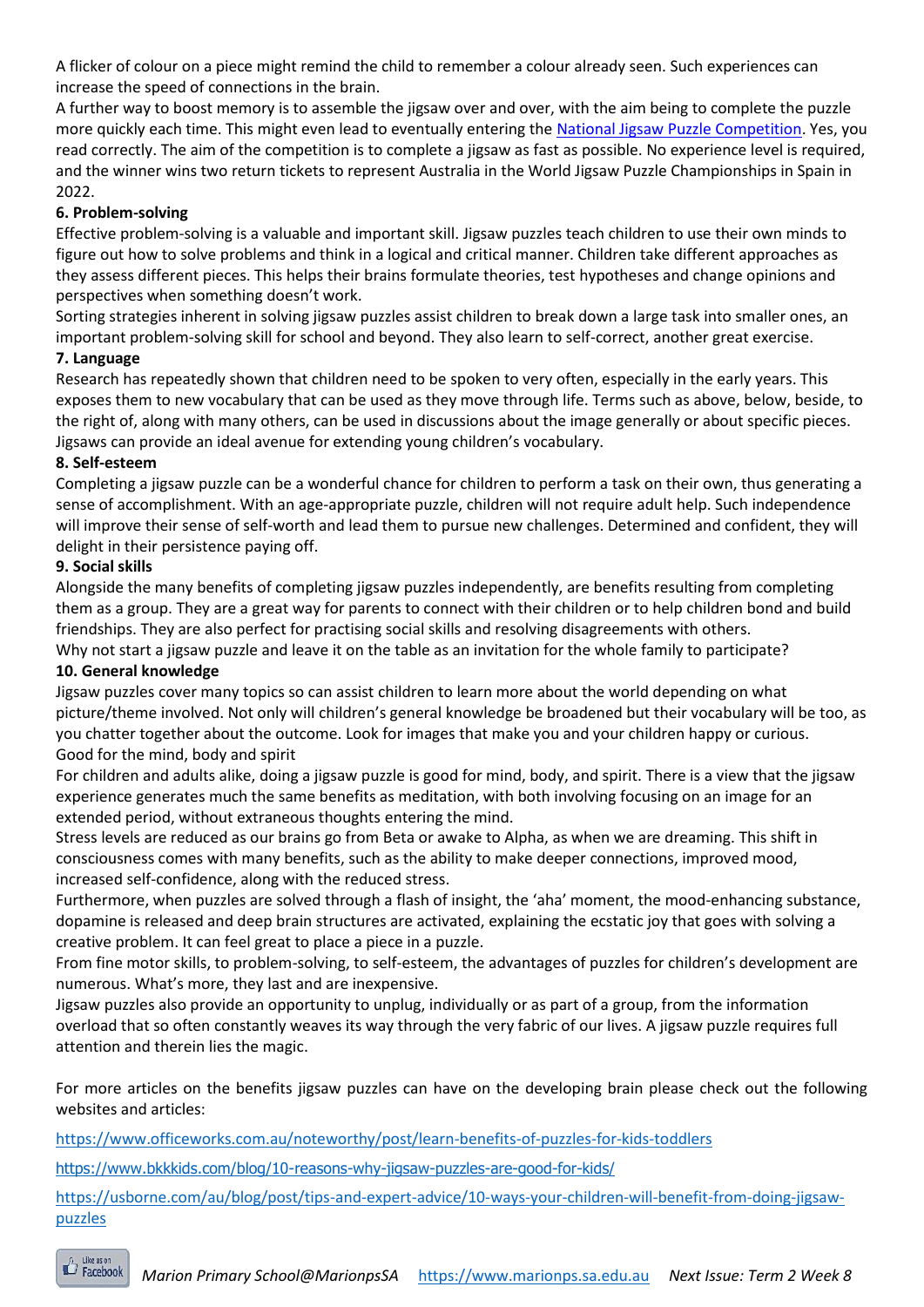A flicker of colour on a piece might remind the child to remember a colour already seen. Such experiences can increase the speed of connections in the brain.

A further way to boost memory is to assemble the jigsaw over and over, with the aim being to complete the puzzle more quickly each time. This might even lead to eventually entering the [National Jigsaw Puzzle Competition](). Yes, you read correctly. The aim of the competition is to complete a jigsaw as fast as possible. No experience level is required, and the winner wins two return tickets to represent Australia in the World Jigsaw Puzzle Championships in Spain in 2022.

**6. Problem-solving**

Effective problem-solving is a valuable and important skill. Jigsaw puzzles teach children to use their own minds to figure out how to solve problems and think in a logical and critical manner. Children take different approaches as they assess different pieces. This helps their brains formulate theories, test hypotheses and change opinions and perspectives when something doesn't work.

Sorting strategies inherent in solving jigsaw puzzles assist children to break down a large task into smaller ones, an important problem-solving skill for school and beyond. They also learn to self-correct, another great exercise.

**7. Language**

Research has repeatedly shown that children need to be spoken to very often, especially in the early years. This exposes them to new vocabulary that can be used as they move through life. Terms such as above, below, beside, to the right of, along with many others, can be used in discussions about the image generally or about specific pieces. Jigsaws can provide an ideal avenue for extending young children's vocabulary.

**8. Self-esteem**

Completing a jigsaw puzzle can be a wonderful chance for children to perform a task on their own, thus generating a sense of accomplishment. With an age-appropriate puzzle, children will not require adult help. Such independence will improve their sense of self-worth and lead them to pursue new challenges. Determined and confident, they will delight in their persistence paying off.

**9. Social skills**

Alongside the many benefits of completing jigsaw puzzles independently, are benefits resulting from completing them as a group. They are a great way for parents to connect with their children or to help children bond and build friendships. They are also perfect for practising social skills and resolving disagreements with others.

Why not start a jigsaw puzzle and leave it on the table as an invitation for the whole family to participate?

**10. General knowledge**

Jigsaw puzzles cover many topics so can assist children to learn more about the world depending on what picture/theme involved. Not only will children's general knowledge be broadened but their vocabulary will be too, as you chatter together about the outcome. Look for images that make you and your children happy or curious.

Good for the mind, body and spirit

For children and adults alike, doing a jigsaw puzzle is good for mind, body, and spirit. There is a view that the jigsaw experience generates much the same benefits as meditation, with both involving focusing on an image for an extended period, without extraneous thoughts entering the mind.

Stress levels are reduced as our brains go from Beta or awake to Alpha, as when we are dreaming. This shift in consciousness comes with many benefits, such as the ability to make deeper connections, improved mood, increased self-confidence, along with the reduced stress.

Furthermore, when puzzles are solved through a flash of insight, the 'aha' moment, the mood-enhancing substance, dopamine is released and deep brain structures are activated, explaining the ecstatic joy that goes with solving a creative problem. It can feel great to place a piece in a puzzle.

From fine motor skills, to problem-solving, to self-esteem, the advantages of puzzles for children's development are numerous. What's more, they last and are inexpensive.

Jigsaw puzzles also provide an opportunity to unplug, individually or as part of a group, from the information overload that so often constantly weaves its way through the very fabric of our lives. A jigsaw puzzle requires full attention and therein lies the magic.

For more articles on the benefits jigsaw puzzles can have on the developing brain please check out the following websites and articles:

https://www.officeworks.com.au/noteworthy/post/learn-benefits-of-puzzles-for-kids-toddlers

https://www.bkkkids.com/blog/10-reasons-why-jigsaw-puzzles-are-good-for-kids/

https://usborne.com/au/blog/post/tips-and-expert-advice/10-ways-your-children-will-benefit-from-doing-jigsaw-puzzles

*Marion Primary School@MarionpsSA* https://www.marionps.sa.edu.au *Next Issue: Term 2 Week 8*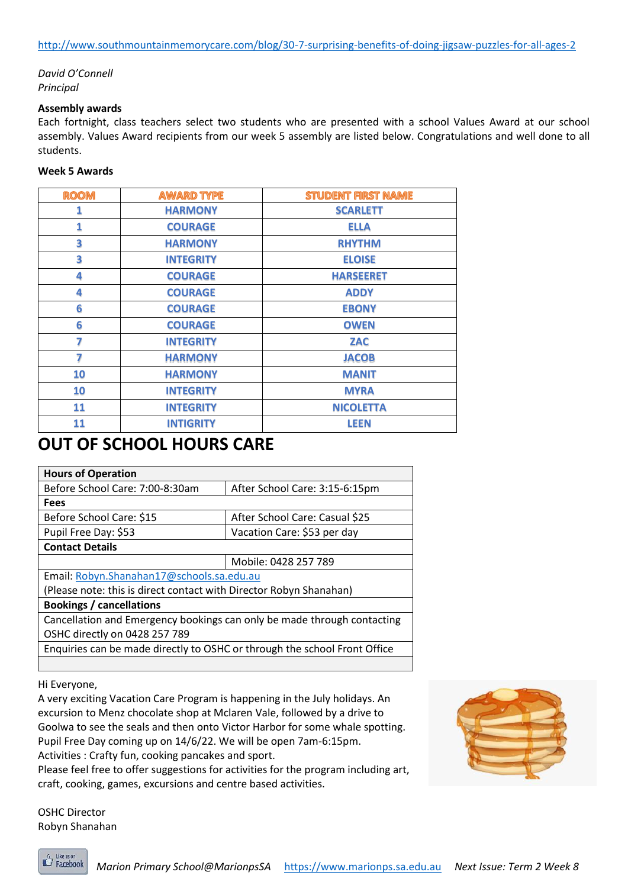http://www.southmountainmemorycare.com/blog/30-7-surprising-benefits-of-doing-jigsaw-puzzles-for-all-ages-2

*David O'Connell*
*Principal*

**Assembly awards**

Each fortnight, class teachers select two students who are presented with a school Values Award at our school assembly. Values Award recipients from our week 5 assembly are listed below. Congratulations and well done to all students.

**Week 5 Awards**

| ROOM | AWARD TYPE | STUDENT FIRST NAME |
|---|---|---|
| 1 | HARMONY | SCARLETT |
| 1 | COURAGE | ELLA |
| 3 | HARMONY | RHYTHM |
| 3 | INTEGRITY | ELOISE |
| 4 | COURAGE | HARSEERET |
| 4 | COURAGE | ADDY |
| 6 | COURAGE | EBONY |
| 6 | COURAGE | OWEN |
| 7 | INTEGRITY | ZAC |
| 7 | HARMONY | JACOB |
| 10 | HARMONY | MANIT |
| 10 | INTEGRITY | MYRA |
| 11 | INTEGRITY | NICOLETTA |
| 11 | INTIGRITY | LEEN |

# OUT OF SCHOOL HOURS CARE

| **Hours of Operation** | |
|---|---|
| Before School Care: 7:00-8:30am | After School Care: 3:15-6:15pm |
| **Fees** | |
| Before School Care: $15 | After School Care: Casual $25 |
| Pupil Free Day: $53 | Vacation Care: $53 per day |
| **Contact Details** | |
| | Mobile: 0428 257 789 |
| Email: Robyn.Shanahan17@schools.sa.edu.au (Please note: this is direct contact with Director Robyn Shanahan) | |
| **Bookings / cancellations** | |
| Cancellation and Emergency bookings can only be made through contacting OSHC directly on 0428 257 789 | |
| Enquiries can be made directly to OSHC or through the school Front Office | |

Hi Everyone,

A very exciting Vacation Care Program is happening in the July holidays. An excursion to Menz chocolate shop at Mclaren Vale, followed by a drive to Goolwa to see the seals and then onto Victor Harbor for some whale spotting.

Pupil Free Day coming up on 14/6/22. We will be open 7am-6:15pm.

Activities : Crafty fun, cooking pancakes and sport.

Please feel free to offer suggestions for activities for the program including art, craft, cooking, games, excursions and centre based activities.

OSHC Director
Robyn Shanahan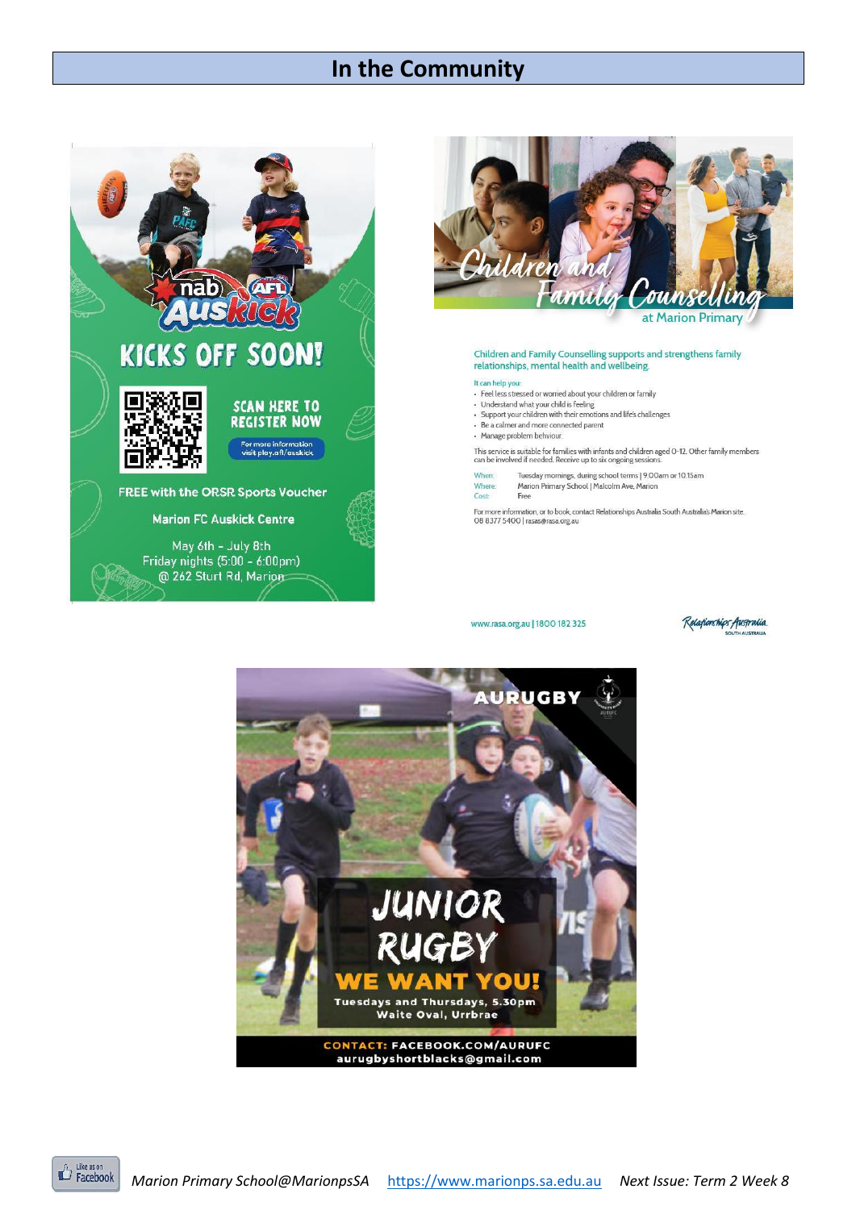# In the Community

nab AFL Auskick

KICKS OFF SOON!

SCAN HERE TO REGISTER NOW

For more information visit play.afl/auskick

FREE with the ORSR Sports Voucher

Marion FC Auskick Centre

May 6th - July 8th
Friday nights (5:00 - 6:00pm)
@ 262 Sturt Rd, Marion

## Children and Family Counselling at Marion Primary

Children and Family Counselling supports and strengthens family relationships, mental health and wellbeing.

It can help you:

- Feel less stressed or worried about your children or family
- Understand what your child is feeling
- Support your children with their emotions and life's challenges
- Be a calmer and more connected parent
- Manage problem behaviour.

This service is suitable for families with infants and children aged 0-12. Other family members can be involved if needed. Receive up to six ongoing sessions.

When: Tuesday mornings, during school terms | 9.00am or 10.15am
Where: Marion Primary School | Malcolm Ave, Marion
Cost: Free

For more information, or to book, contact Relationships Australia South Australia's Marion site.
08 8377 5400 | rasas@rasa.org.au

www.rasa.org.au | 1800 182 325

Relationships Australia SOUTH AUSTRALIA

AURUGBY

JUNIOR RUGBY

WE WANT YOU!

Tuesdays and Thursdays, 5.30pm
Waite Oval, Urrbrae

CONTACT: FACEBOOK.COM/AURUFC
aurugbyshortblacks@gmail.com

*Marion Primary School@MarionpsSA* https://www.marionps.sa.edu.au *Next Issue: Term 2 Week 8*